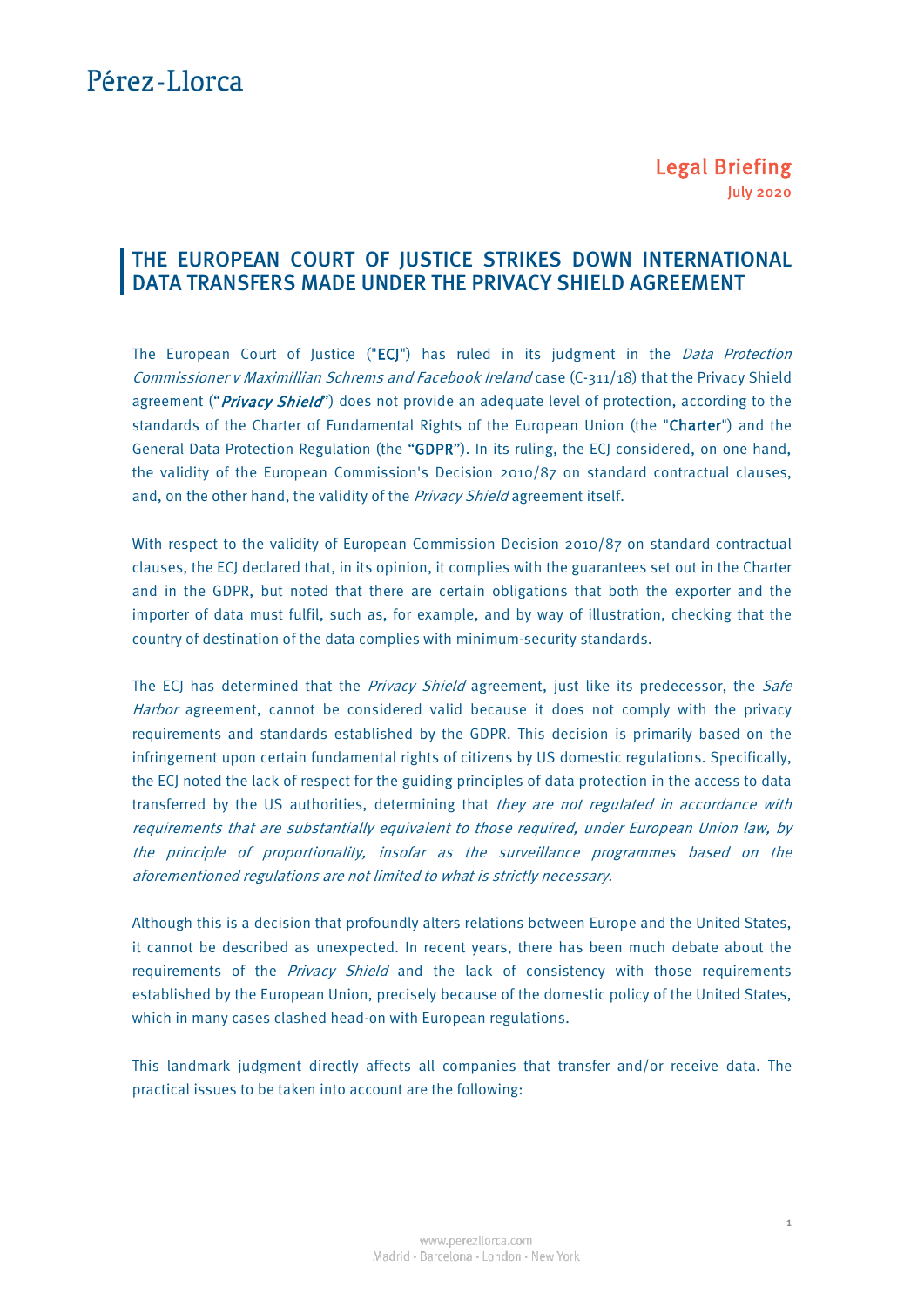Pérez-Llorca

**Legal Briefing**
July 2020

# THE EUROPEAN COURT OF JUSTICE STRIKES DOWN INTERNATIONAL DATA TRANSFERS MADE UNDER THE PRIVACY SHIELD AGREEMENT

The European Court of Justice ("**ECJ**") has ruled in its judgment in the *Data Protection Commissioner v Maximillian Schrems and Facebook Ireland* case (C-311/18) that the Privacy Shield agreement ("***Privacy Shield***") does not provide an adequate level of protection, according to the standards of the Charter of Fundamental Rights of the European Union (the "**Charter**") and the General Data Protection Regulation (the "**GDPR**"). In its ruling, the ECJ considered, on one hand, the validity of the European Commission's Decision 2010/87 on standard contractual clauses, and, on the other hand, the validity of the *Privacy Shield* agreement itself.

With respect to the validity of European Commission Decision 2010/87 on standard contractual clauses, the ECJ declared that, in its opinion, it complies with the guarantees set out in the Charter and in the GDPR, but noted that there are certain obligations that both the exporter and the importer of data must fulfil, such as, for example, and by way of illustration, checking that the country of destination of the data complies with minimum-security standards.

The ECJ has determined that the *Privacy Shield* agreement, just like its predecessor, the *Safe Harbor* agreement, cannot be considered valid because it does not comply with the privacy requirements and standards established by the GDPR. This decision is primarily based on the infringement upon certain fundamental rights of citizens by US domestic regulations. Specifically, the ECJ noted the lack of respect for the guiding principles of data protection in the access to data transferred by the US authorities, determining that *they are not regulated in accordance with requirements that are substantially equivalent to those required, under European Union law, by the principle of proportionality, insofar as the surveillance programmes based on the aforementioned regulations are not limited to what is strictly necessary.*

Although this is a decision that profoundly alters relations between Europe and the United States, it cannot be described as unexpected. In recent years, there has been much debate about the requirements of the *Privacy Shield* and the lack of consistency with those requirements established by the European Union, precisely because of the domestic policy of the United States, which in many cases clashed head-on with European regulations.

This landmark judgment directly affects all companies that transfer and/or receive data. The practical issues to be taken into account are the following: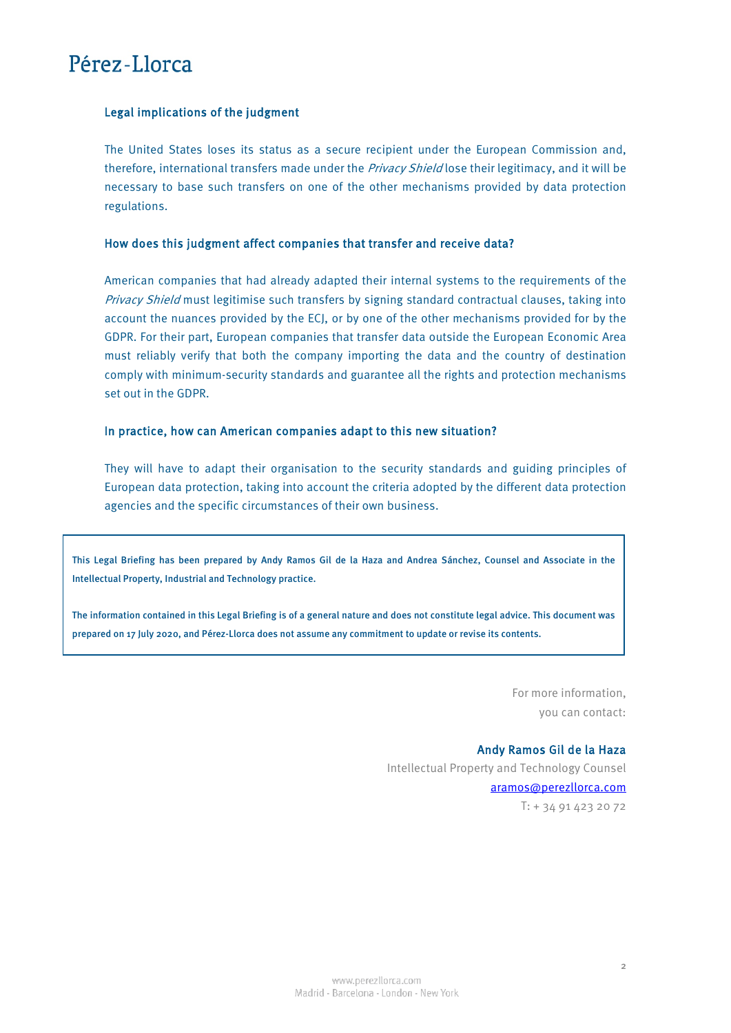### Legal implications of the judgment

The United States loses its status as a secure recipient under the European Commission and, therefore, international transfers made under the *Privacy Shield* lose their legitimacy, and it will be necessary to base such transfers on one of the other mechanisms provided by data protection regulations.

### How does this judgment affect companies that transfer and receive data?

American companies that had already adapted their internal systems to the requirements of the *Privacy Shield* must legitimise such transfers by signing standard contractual clauses, taking into account the nuances provided by the ECJ, or by one of the other mechanisms provided for by the GDPR. For their part, European companies that transfer data outside the European Economic Area must reliably verify that both the company importing the data and the country of destination comply with minimum-security standards and guarantee all the rights and protection mechanisms set out in the GDPR.

### In practice, how can American companies adapt to this new situation?

They will have to adapt their organisation to the security standards and guiding principles of European data protection, taking into account the criteria adopted by the different data protection agencies and the specific circumstances of their own business.

**This Legal Briefing has been prepared by Andy Ramos Gil de la Haza and Andrea Sánchez, Counsel and Associate in the Intellectual Property, Industrial and Technology practice.**

**The information contained in this Legal Briefing is of a general nature and does not constitute legal advice. This document was prepared on 17 July 2020, and Pérez-Llorca does not assume any commitment to update or revise its contents.**

For more information,
you can contact:

**Andy Ramos Gil de la Haza**
Intellectual Property and Technology Counsel
aramos@perezllorca.com
T: + 34 91 423 20 72